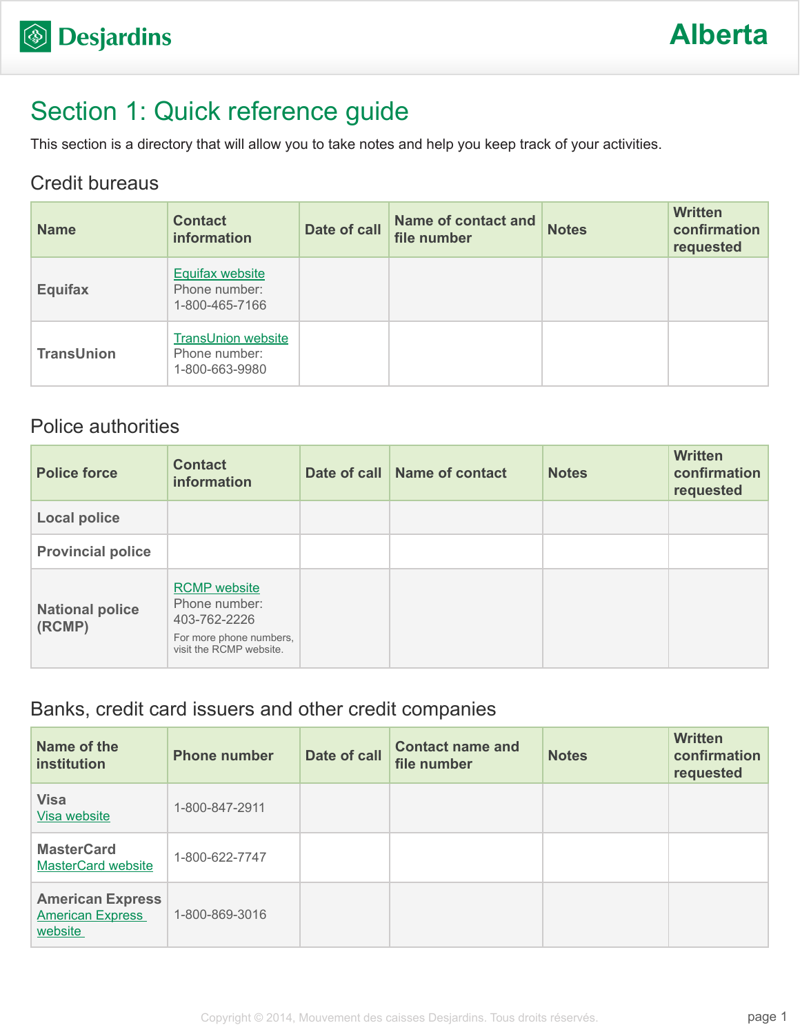# Section 1: Quick reference guide

This section is a directory that will allow you to take notes and help you keep track of your activities.

## Credit bureaus

| Name | Contact information | Date of call | Name of contact and file number | Notes | Written confirmation requested |
|---|---|---|---|---|---|
| **Equifax** | Equifax website<br>Phone number:<br>1-800-465-7166 | | | | |
| **TransUnion** | TransUnion website<br>Phone number:<br>1-800-663-9980 | | | | |

## Police authorities

| Police force | Contact information | Date of call | Name of contact | Notes | Written confirmation requested |
|---|---|---|---|---|---|
| **Local police** | | | | | |
| **Provincial police** | | | | | |
| **National police (RCMP)** | RCMP website<br>Phone number:<br>403-762-2226<br>For more phone numbers, visit the RCMP website. | | | | |

## Banks, credit card issuers and other credit companies

| Name of the institution | Phone number | Date of call | Contact name and file number | Notes | Written confirmation requested |
|---|---|---|---|---|---|
| **Visa**<br>Visa website | 1-800-847-2911 | | | | |
| **MasterCard**<br>MasterCard website | 1-800-622-7747 | | | | |
| **American Express**<br>American Express website | 1-800-869-3016 | | | | |

Copyright © 2014, Mouvement des caisses Desjardins. Tous droits réservés.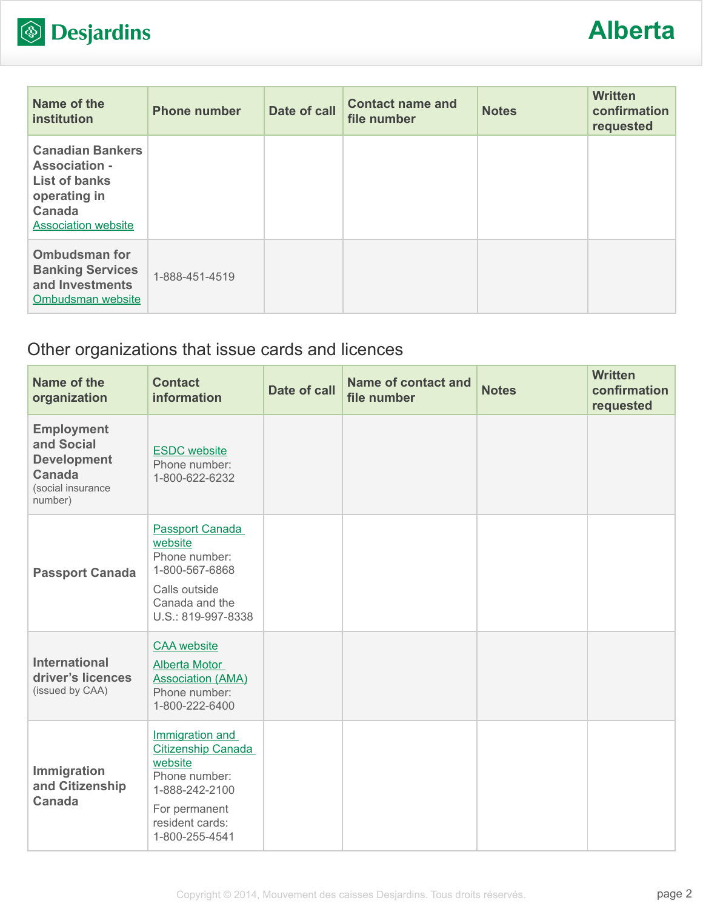| Name of the institution | Phone number | Date of call | Contact name and file number | Notes | Written confirmation requested |
|---|---|---|---|---|---|
| **Canadian Bankers Association - List of banks operating in Canada** Association website | | | | | |
| **Ombudsman for Banking Services and Investments** Ombudsman website | 1-888-451-4519 | | | | |

## Other organizations that issue cards and licences

| Name of the organization | Contact information | Date of call | Name of contact and file number | Notes | Written confirmation requested |
|---|---|---|---|---|---|
| **Employment and Social Development Canada** (social insurance number) | ESDC website Phone number: 1-800-622-6232 | | | | |
| **Passport Canada** | Passport Canada website Phone number: 1-800-567-6868 Calls outside Canada and the U.S.: 819-997-8338 | | | | |
| **International driver's licences** (issued by CAA) | CAA website Alberta Motor Association (AMA) Phone number: 1-800-222-6400 | | | | |
| **Immigration and Citizenship Canada** | Immigration and Citizenship Canada website Phone number: 1-888-242-2100 For permanent resident cards: 1-800-255-4541 | | | | |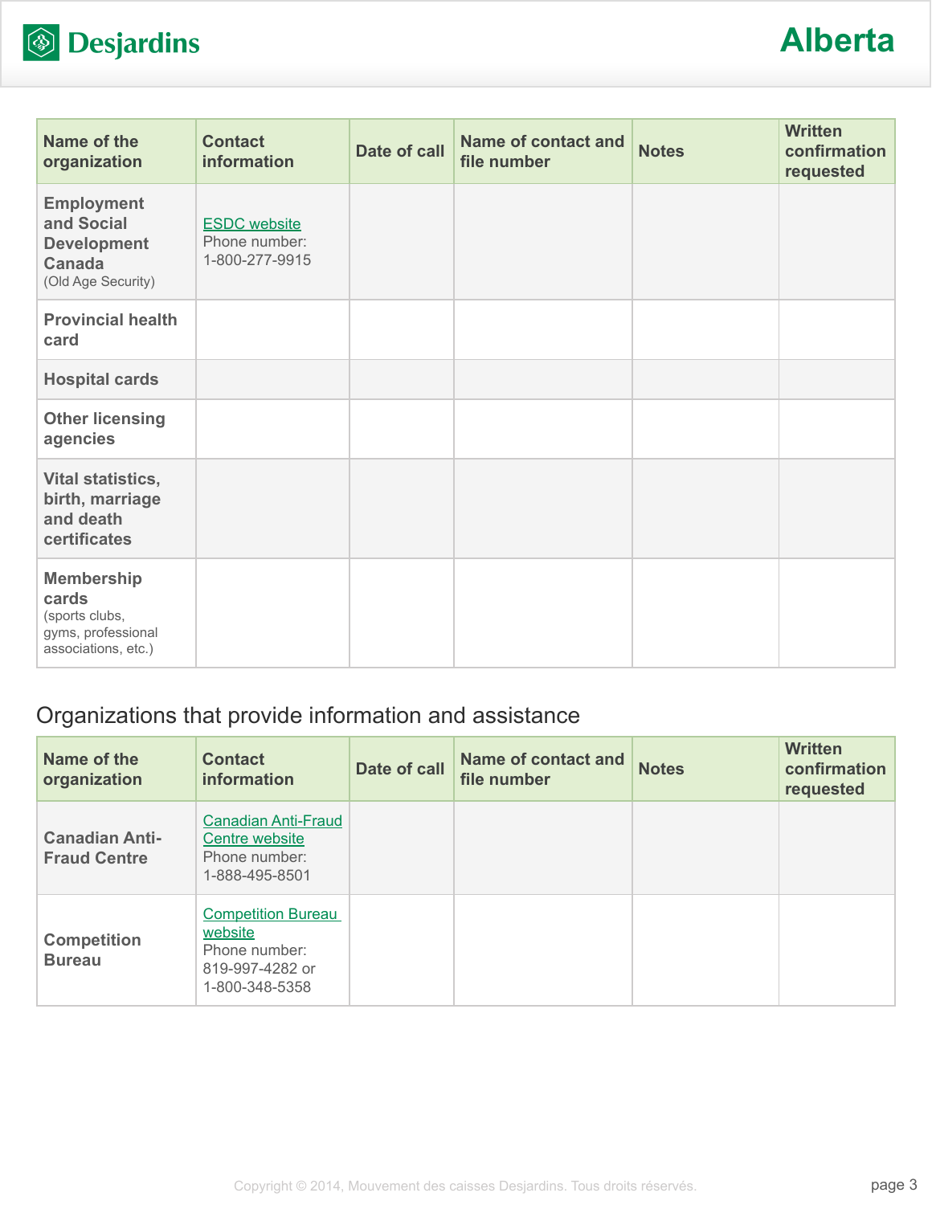| Name of the organization | Contact information | Date of call | Name of contact and file number | Notes | Written confirmation requested |
|---|---|---|---|---|---|
| **Employment and Social Development Canada** (Old Age Security) | ESDC website<br>Phone number:<br>1-800-277-9915 | | | | |
| **Provincial health card** | | | | | |
| **Hospital cards** | | | | | |
| **Other licensing agencies** | | | | | |
| **Vital statistics, birth, marriage and death certificates** | | | | | |
| **Membership cards** (sports clubs, gyms, professional associations, etc.) | | | | | |

## Organizations that provide information and assistance

| Name of the organization | Contact information | Date of call | Name of contact and file number | Notes | Written confirmation requested |
|---|---|---|---|---|---|
| **Canadian Anti-Fraud Centre** | Canadian Anti-Fraud Centre website<br>Phone number:<br>1-888-495-8501 | | | | |
| **Competition Bureau** | Competition Bureau website<br>Phone number:<br>819-997-4282 or<br>1-800-348-5358 | | | | |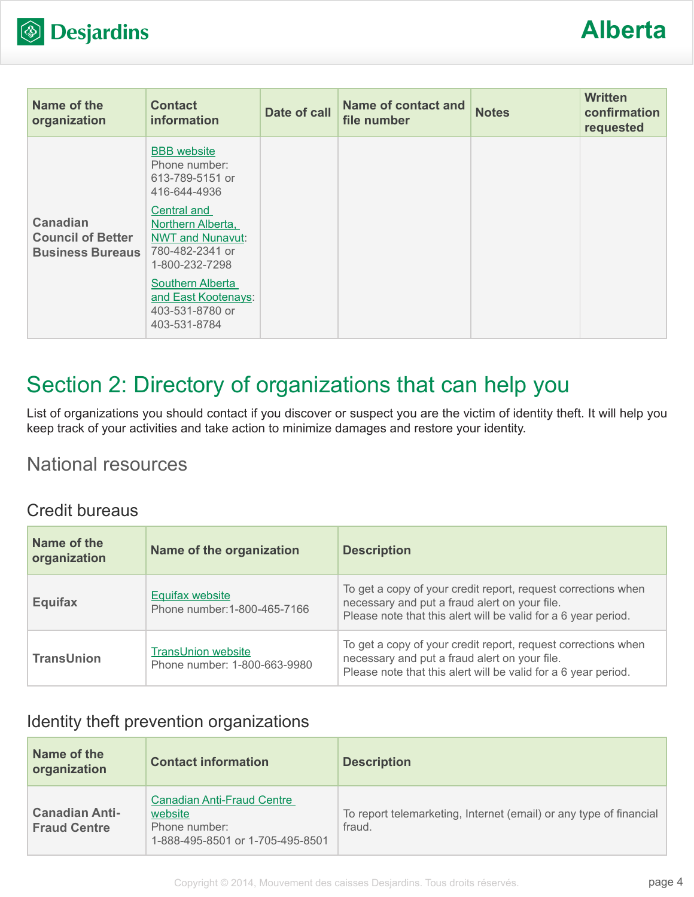| Name of the organization | Contact information | Date of call | Name of contact and file number | Notes | Written confirmation requested |
|---|---|---|---|---|---|
| Canadian Council of Better Business Bureaus | BBB website<br>Phone number: 613-789-5151 or 416-644-4936<br>Central and Northern Alberta, NWT and Nunavut: 780-482-2341 or 1-800-232-7298<br>Southern Alberta and East Kootenays: 403-531-8780 or 403-531-8784 | | | | |

# Section 2: Directory of organizations that can help you

List of organizations you should contact if you discover or suspect you are the victim of identity theft. It will help you keep track of your activities and take action to minimize damages and restore your identity.

## National resources

### Credit bureaus

| Name of the organization | Name of the organization | Description |
|---|---|---|
| Equifax | Equifax website<br>Phone number:1-800-465-7166 | To get a copy of your credit report, request corrections when necessary and put a fraud alert on your file.<br>Please note that this alert will be valid for a 6 year period. |
| TransUnion | TransUnion website<br>Phone number: 1-800-663-9980 | To get a copy of your credit report, request corrections when necessary and put a fraud alert on your file.<br>Please note that this alert will be valid for a 6 year period. |

### Identity theft prevention organizations

| Name of the organization | Contact information | Description |
|---|---|---|
| Canadian Anti-Fraud Centre | Canadian Anti-Fraud Centre website<br>Phone number:<br>1-888-495-8501 or 1-705-495-8501 | To report telemarketing, Internet (email) or any type of financial fraud. |

Copyright © 2014, Mouvement des caisses Desjardins. Tous droits réservés.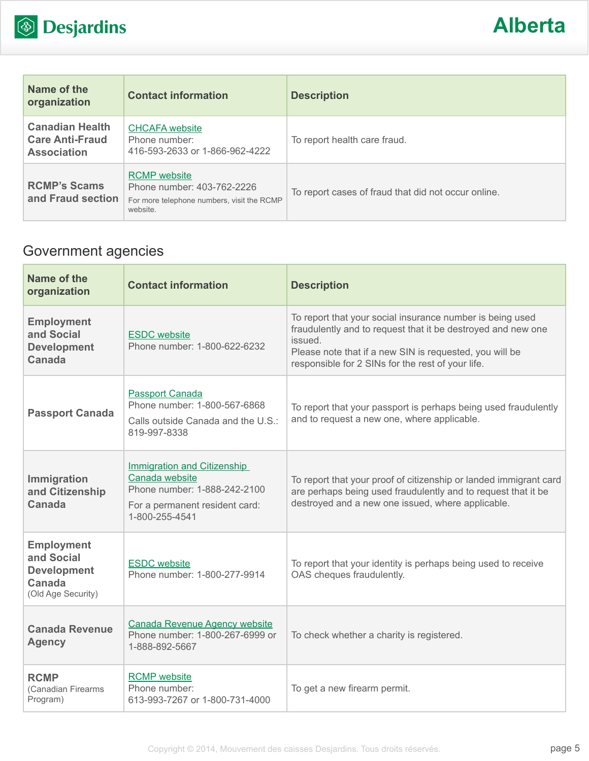| Name of the organization | Contact information | Description |
| --- | --- | --- |
| Canadian Health Care Anti-Fraud Association | CHCAFA website<br>Phone number:<br>416-593-2633 or 1-866-962-4222 | To report health care fraud. |
| RCMP's Scams and Fraud section | RCMP website<br>Phone number: 403-762-2226<br>For more telephone numbers, visit the RCMP website. | To report cases of fraud that did not occur online. |

## Government agencies

| Name of the organization | Contact information | Description |
| --- | --- | --- |
| Employment and Social Development Canada | ESDC website<br>Phone number: 1-800-622-6232 | To report that your social insurance number is being used fraudulently and to request that it be destroyed and new one issued.<br>Please note that if a new SIN is requested, you will be responsible for 2 SINs for the rest of your life. |
| Passport Canada | Passport Canada<br>Phone number: 1-800-567-6868<br>Calls outside Canada and the U.S.: 819-997-8338 | To report that your passport is perhaps being used fraudulently and to request a new one, where applicable. |
| Immigration and Citizenship Canada | Immigration and Citizenship Canada website<br>Phone number: 1-888-242-2100<br>For a permanent resident card: 1-800-255-4541 | To report that your proof of citizenship or landed immigrant card are perhaps being used fraudulently and to request that it be destroyed and a new one issued, where applicable. |
| Employment and Social Development Canada (Old Age Security) | ESDC website<br>Phone number: 1-800-277-9914 | To report that your identity is perhaps being used to receive OAS cheques fraudulently. |
| Canada Revenue Agency | Canada Revenue Agency website<br>Phone number: 1-800-267-6999 or 1-888-892-5667 | To check whether a charity is registered. |
| RCMP (Canadian Firearms Program) | RCMP website<br>Phone number:<br>613-993-7267 or 1-800-731-4000 | To get a new firearm permit. |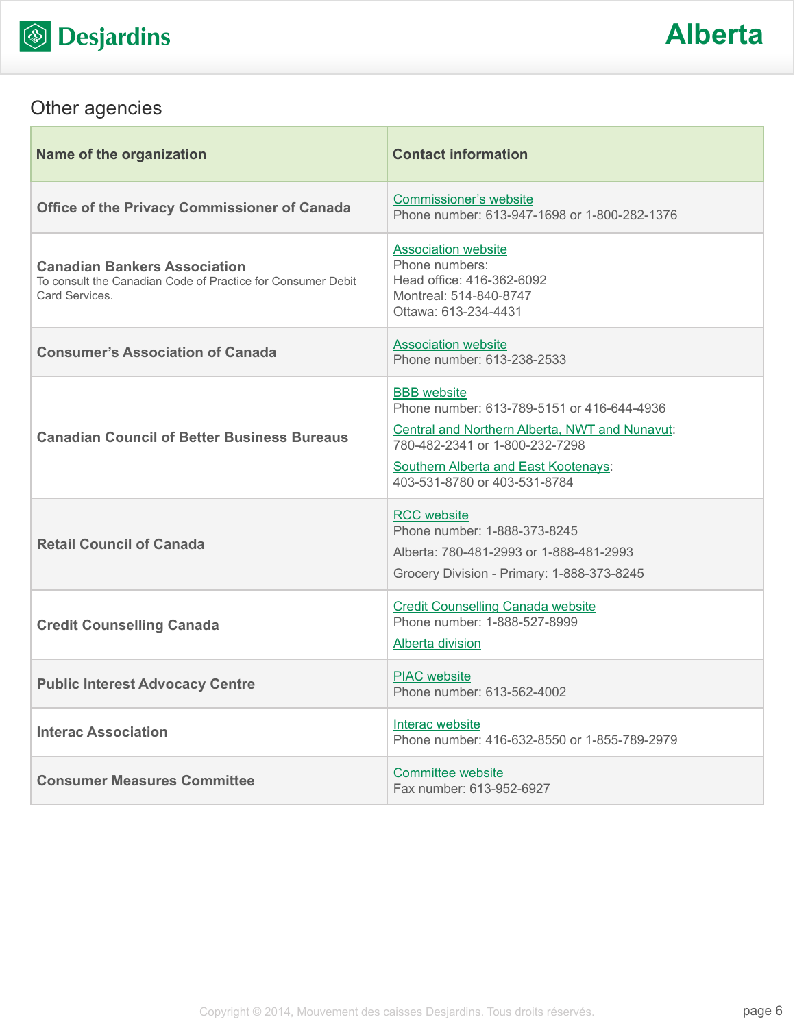## Other agencies

| Name of the organization | Contact information |
|---|---|
| **Office of the Privacy Commissioner of Canada** | Commissioner's website<br>Phone number: 613-947-1698 or 1-800-282-1376 |
| **Canadian Bankers Association**<br>To consult the Canadian Code of Practice for Consumer Debit Card Services. | Association website<br>Phone numbers:<br>Head office: 416-362-6092<br>Montreal: 514-840-8747<br>Ottawa: 613-234-4431 |
| **Consumer's Association of Canada** | Association website<br>Phone number: 613-238-2533 |
| **Canadian Council of Better Business Bureaus** | BBB website<br>Phone number: 613-789-5151 or 416-644-4936<br>Central and Northern Alberta, NWT and Nunavut: 780-482-2341 or 1-800-232-7298<br>Southern Alberta and East Kootenays: 403-531-8780 or 403-531-8784 |
| **Retail Council of Canada** | RCC website<br>Phone number: 1-888-373-8245<br>Alberta: 780-481-2993 or 1-888-481-2993<br>Grocery Division - Primary: 1-888-373-8245 |
| **Credit Counselling Canada** | Credit Counselling Canada website<br>Phone number: 1-888-527-8999<br>Alberta division |
| **Public Interest Advocacy Centre** | PIAC website<br>Phone number: 613-562-4002 |
| **Interac Association** | Interac website<br>Phone number: 416-632-8550 or 1-855-789-2979 |
| **Consumer Measures Committee** | Committee website<br>Fax number: 613-952-6927 |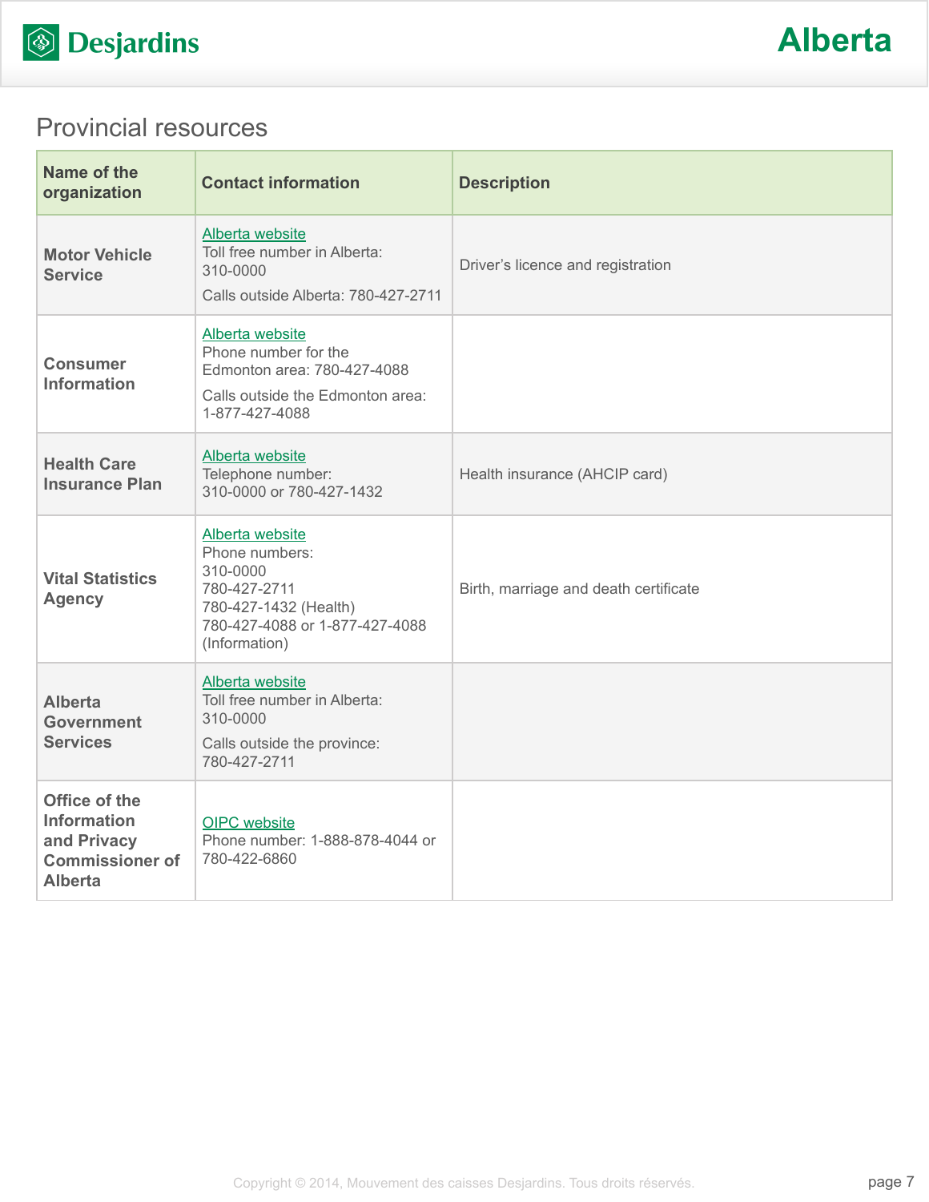## Provincial resources

| Name of the organization | Contact information | Description |
|---|---|---|
| **Motor Vehicle Service** | Alberta website<br>Toll free number in Alberta: 310-0000<br>Calls outside Alberta: 780-427-2711 | Driver's licence and registration |
| **Consumer Information** | Alberta website<br>Phone number for the Edmonton area: 780-427-4088<br>Calls outside the Edmonton area: 1-877-427-4088 | |
| **Health Care Insurance Plan** | Alberta website<br>Telephone number: 310-0000 or 780-427-1432 | Health insurance (AHCIP card) |
| **Vital Statistics Agency** | Alberta website<br>Phone numbers:<br>310-0000<br>780-427-2711<br>780-427-1432 (Health)<br>780-427-4088 or 1-877-427-4088 (Information) | Birth, marriage and death certificate |
| **Alberta Government Services** | Alberta website<br>Toll free number in Alberta: 310-0000<br>Calls outside the province: 780-427-2711 | |
| **Office of the Information and Privacy Commissioner of Alberta** | OIPC website<br>Phone number: 1-888-878-4044 or 780-422-6860 | |

Copyright © 2014, Mouvement des caisses Desjardins. Tous droits réservés.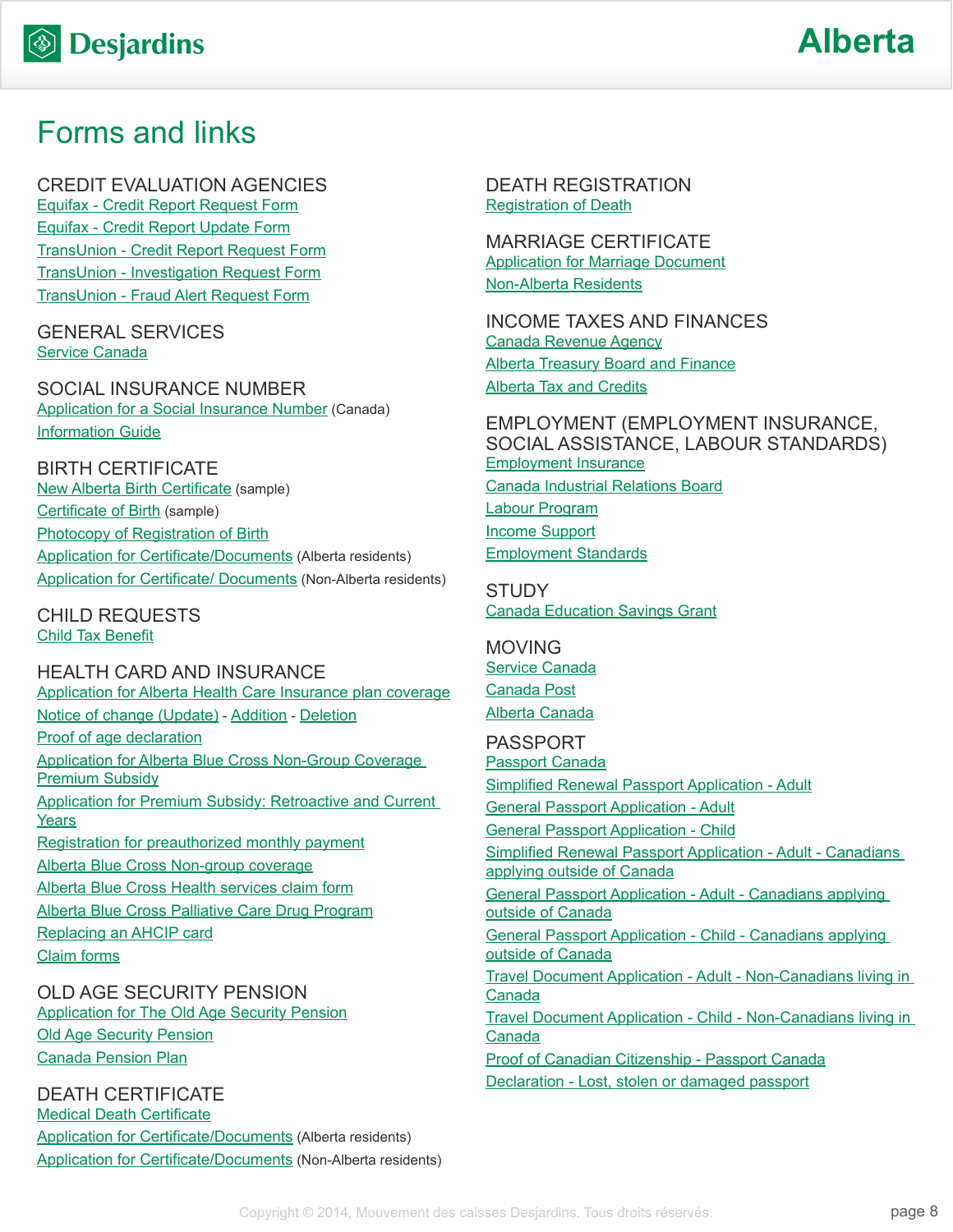# Forms and links

## CREDIT EVALUATION AGENCIES

Equifax - Credit Report Request Form
Equifax - Credit Report Update Form
TransUnion - Credit Report Request Form
TransUnion - Investigation Request Form
TransUnion - Fraud Alert Request Form

## GENERAL SERVICES

Service Canada

## SOCIAL INSURANCE NUMBER

Application for a Social Insurance Number (Canada)
Information Guide

## BIRTH CERTIFICATE

New Alberta Birth Certificate (sample)
Certificate of Birth (sample)
Photocopy of Registration of Birth
Application for Certificate/Documents (Alberta residents)
Application for Certificate/ Documents (Non-Alberta residents)

## CHILD REQUESTS

Child Tax Benefit

## HEALTH CARD AND INSURANCE

Application for Alberta Health Care Insurance plan coverage
Notice of change (Update) - Addition - Deletion
Proof of age declaration
Application for Alberta Blue Cross Non-Group Coverage Premium Subsidy
Application for Premium Subsidy: Retroactive and Current Years
Registration for preauthorized monthly payment
Alberta Blue Cross Non-group coverage
Alberta Blue Cross Health services claim form
Alberta Blue Cross Palliative Care Drug Program
Replacing an AHCIP card
Claim forms

## OLD AGE SECURITY PENSION

Application for The Old Age Security Pension
Old Age Security Pension
Canada Pension Plan

## DEATH CERTIFICATE

Medical Death Certificate
Application for Certificate/Documents (Alberta residents)
Application for Certificate/Documents (Non-Alberta residents)

## DEATH REGISTRATION

Registration of Death

## MARRIAGE CERTIFICATE

Application for Marriage Document
Non-Alberta Residents

## INCOME TAXES AND FINANCES

Canada Revenue Agency
Alberta Treasury Board and Finance
Alberta Tax and Credits

## EMPLOYMENT (EMPLOYMENT INSURANCE, SOCIAL ASSISTANCE, LABOUR STANDARDS)

Employment Insurance
Canada Industrial Relations Board
Labour Program
Income Support
Employment Standards

## STUDY

Canada Education Savings Grant

## MOVING

Service Canada
Canada Post
Alberta Canada

## PASSPORT

Passport Canada
Simplified Renewal Passport Application - Adult
General Passport Application - Adult
General Passport Application - Child
Simplified Renewal Passport Application - Adult - Canadians applying outside of Canada
General Passport Application - Adult - Canadians applying outside of Canada
General Passport Application - Child - Canadians applying outside of Canada
Travel Document Application - Adult - Non-Canadians living in Canada
Travel Document Application - Child - Non-Canadians living in Canada
Proof of Canadian Citizenship - Passport Canada
Declaration - Lost, stolen or damaged passport

Copyright © 2014, Mouvement des caisses Desjardins. Tous droits réservés.